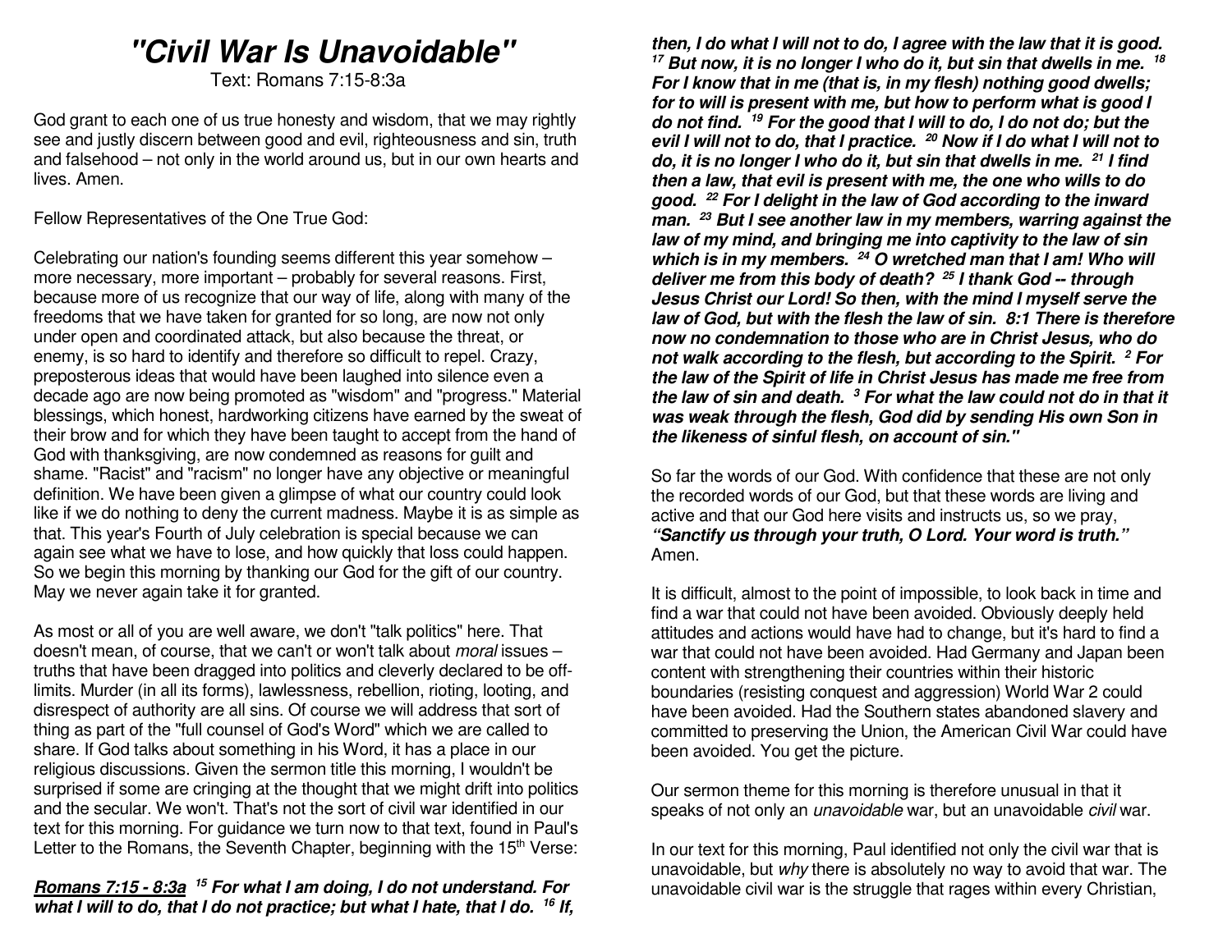# "Civil War Is Unavoidable"

Text: Romans 7:15-8:3a

God grant to each one of us true honesty and wisdom, that we may rightly see and justly discern between good and evil, righteousness and sin, truth and falsehood – not only in the world around us, but in our own hearts and lives. Amen.

Fellow Representatives of the One True God:

Celebrating our nation's founding seems different this year somehow – more necessary, more important – probably for several reasons. First, because more of us recognize that our way of life, along with many of the freedoms that we have taken for granted for so long, are now not only under open and coordinated attack, but also because the threat, or enemy, is so hard to identify and therefore so difficult to repel. Crazy, preposterous ideas that would have been laughed into silence even a decade ago are now being promoted as "wisdom" and "progress." Material blessings, which honest, hardworking citizens have earned by the sweat of their brow and for which they have been taught to accept from the hand of God with thanksgiving, are now condemned as reasons for guilt and shame. "Racist" and "racism" no longer have any objective or meaningful definition. We have been given a glimpse of what our country could look like if we do nothing to deny the current madness. Maybe it is as simple as that. This year's Fourth of July celebration is special because we can again see what we have to lose, and how quickly that loss could happen. So we begin this morning by thanking our God for the gift of our country. May we never again take it for granted.

As most or all of you are well aware, we don't "talk politics" here. That doesn't mean, of course, that we can't or won't talk about *moral* issues – truths that have been dragged into politics and cleverly declared to be off-limits. Murder (in all its forms), lawlessness, rebellion, rioting, looting, and disrespect of authority are all sins. Of course we will address that sort of thing as part of the "full counsel of God's Word" which we are called to share. If God talks about something in his Word, it has a place in our religious discussions. Given the sermon title this morning, I wouldn't be surprised if some are cringing at the thought that we might drift into politics and the secular. We won't. That's not the sort of civil war identified in our text for this morning. For guidance we turn now to that text, found in Paul's Letter to the Romans, the Seventh Chapter, beginning with the 15th Verse:

***Romans 7:15 - 8:3a*** ***15 For what I am doing, I do not understand. For what I will to do, that I do not practice; but what I hate, that I do. 16 If, then, I do what I will not to do, I agree with the law that it is good. 17 But now, it is no longer I who do it, but sin that dwells in me. 18 For I know that in me (that is, in my flesh) nothing good dwells; for to will is present with me, but how to perform what is good I do not find. 19 For the good that I will to do, I do not do; but the evil I will not to do, that I practice. 20 Now if I do what I will not to do, it is no longer I who do it, but sin that dwells in me. 21 I find then a law, that evil is present with me, the one who wills to do good. 22 For I delight in the law of God according to the inward man. 23 But I see another law in my members, warring against the law of my mind, and bringing me into captivity to the law of sin which is in my members. 24 O wretched man that I am! Who will deliver me from this body of death? 25 I thank God -- through Jesus Christ our Lord! So then, with the mind I myself serve the law of God, but with the flesh the law of sin. 8:1 There is therefore now no condemnation to those who are in Christ Jesus, who do not walk according to the flesh, but according to the Spirit. 2 For the law of the Spirit of life in Christ Jesus has made me free from the law of sin and death. 3 For what the law could not do in that it was weak through the flesh, God did by sending His own Son in the likeness of sinful flesh, on account of sin."***

So far the words of our God. With confidence that these are not only the recorded words of our God, but that these words are living and active and that our God here visits and instructs us, so we pray, ***"Sanctify us through your truth, O Lord. Your word is truth."*** Amen.

It is difficult, almost to the point of impossible, to look back in time and find a war that could not have been avoided. Obviously deeply held attitudes and actions would have had to change, but it's hard to find a war that could not have been avoided. Had Germany and Japan been content with strengthening their countries within their historic boundaries (resisting conquest and aggression) World War 2 could have been avoided. Had the Southern states abandoned slavery and committed to preserving the Union, the American Civil War could have been avoided. You get the picture.

Our sermon theme for this morning is therefore unusual in that it speaks of not only an *unavoidable* war, but an unavoidable *civil* war.

In our text for this morning, Paul identified not only the civil war that is unavoidable, but *why* there is absolutely no way to avoid that war. The unavoidable civil war is the struggle that rages within every Christian,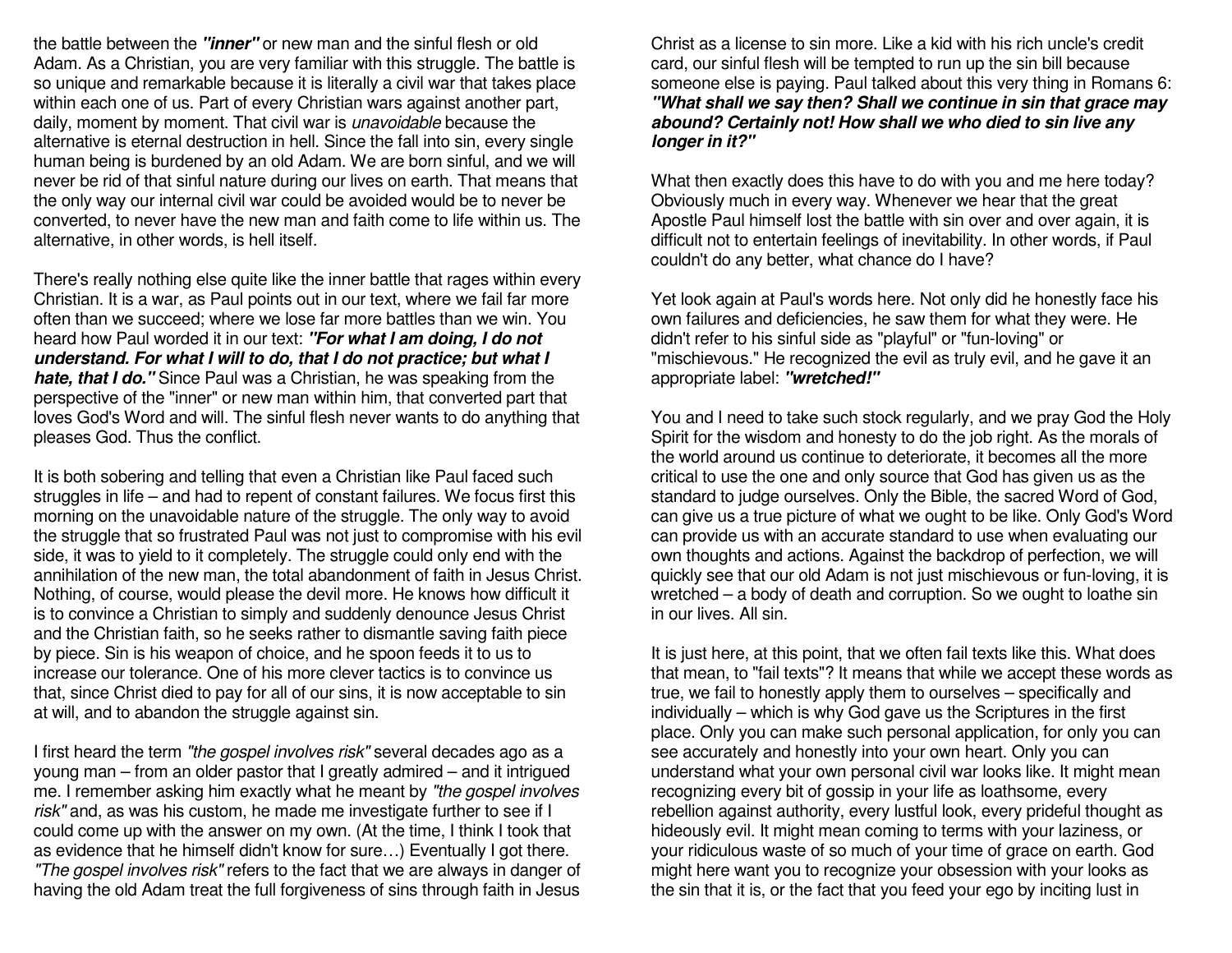the battle between the ***"inner"*** or new man and the sinful flesh or old Adam. As a Christian, you are very familiar with this struggle. The battle is so unique and remarkable because it is literally a civil war that takes place within each one of us. Part of every Christian wars against another part, daily, moment by moment. That civil war is *unavoidable* because the alternative is eternal destruction in hell. Since the fall into sin, every single human being is burdened by an old Adam. We are born sinful, and we will never be rid of that sinful nature during our lives on earth. That means that the only way our internal civil war could be avoided would be to never be converted, to never have the new man and faith come to life within us. The alternative, in other words, is hell itself.

There's really nothing else quite like the inner battle that rages within every Christian. It is a war, as Paul points out in our text, where we fail far more often than we succeed; where we lose far more battles than we win. You heard how Paul worded it in our text: ***"For what I am doing, I do not understand. For what I will to do, that I do not practice; but what I hate, that I do."*** Since Paul was a Christian, he was speaking from the perspective of the "inner" or new man within him, that converted part that loves God's Word and will. The sinful flesh never wants to do anything that pleases God. Thus the conflict.

It is both sobering and telling that even a Christian like Paul faced such struggles in life – and had to repent of constant failures. We focus first this morning on the unavoidable nature of the struggle. The only way to avoid the struggle that so frustrated Paul was not just to compromise with his evil side, it was to yield to it completely. The struggle could only end with the annihilation of the new man, the total abandonment of faith in Jesus Christ. Nothing, of course, would please the devil more. He knows how difficult it is to convince a Christian to simply and suddenly denounce Jesus Christ and the Christian faith, so he seeks rather to dismantle saving faith piece by piece. Sin is his weapon of choice, and he spoon feeds it to us to increase our tolerance. One of his more clever tactics is to convince us that, since Christ died to pay for all of our sins, it is now acceptable to sin at will, and to abandon the struggle against sin.

I first heard the term *"the gospel involves risk"* several decades ago as a young man – from an older pastor that I greatly admired – and it intrigued me. I remember asking him exactly what he meant by *"the gospel involves risk"* and, as was his custom, he made me investigate further to see if I could come up with the answer on my own. (At the time, I think I took that as evidence that he himself didn't know for sure…) Eventually I got there. *"The gospel involves risk"* refers to the fact that we are always in danger of having the old Adam treat the full forgiveness of sins through faith in Jesus Christ as a license to sin more. Like a kid with his rich uncle's credit card, our sinful flesh will be tempted to run up the sin bill because someone else is paying. Paul talked about this very thing in Romans 6: ***"What shall we say then? Shall we continue in sin that grace may abound? Certainly not! How shall we who died to sin live any longer in it?"***

What then exactly does this have to do with you and me here today? Obviously much in every way. Whenever we hear that the great Apostle Paul himself lost the battle with sin over and over again, it is difficult not to entertain feelings of inevitability. In other words, if Paul couldn't do any better, what chance do I have?

Yet look again at Paul's words here. Not only did he honestly face his own failures and deficiencies, he saw them for what they were. He didn't refer to his sinful side as "playful" or "fun-loving" or "mischievous." He recognized the evil as truly evil, and he gave it an appropriate label: ***"wretched!"***

You and I need to take such stock regularly, and we pray God the Holy Spirit for the wisdom and honesty to do the job right. As the morals of the world around us continue to deteriorate, it becomes all the more critical to use the one and only source that God has given us as the standard to judge ourselves. Only the Bible, the sacred Word of God, can give us a true picture of what we ought to be like. Only God's Word can provide us with an accurate standard to use when evaluating our own thoughts and actions. Against the backdrop of perfection, we will quickly see that our old Adam is not just mischievous or fun-loving, it is wretched – a body of death and corruption. So we ought to loathe sin in our lives. All sin.

It is just here, at this point, that we often fail texts like this. What does that mean, to "fail texts"? It means that while we accept these words as true, we fail to honestly apply them to ourselves – specifically and individually – which is why God gave us the Scriptures in the first place. Only you can make such personal application, for only you can see accurately and honestly into your own heart. Only you can understand what your own personal civil war looks like. It might mean recognizing every bit of gossip in your life as loathsome, every rebellion against authority, every lustful look, every prideful thought as hideously evil. It might mean coming to terms with your laziness, or your ridiculous waste of so much of your time of grace on earth. God might here want you to recognize your obsession with your looks as the sin that it is, or the fact that you feed your ego by inciting lust in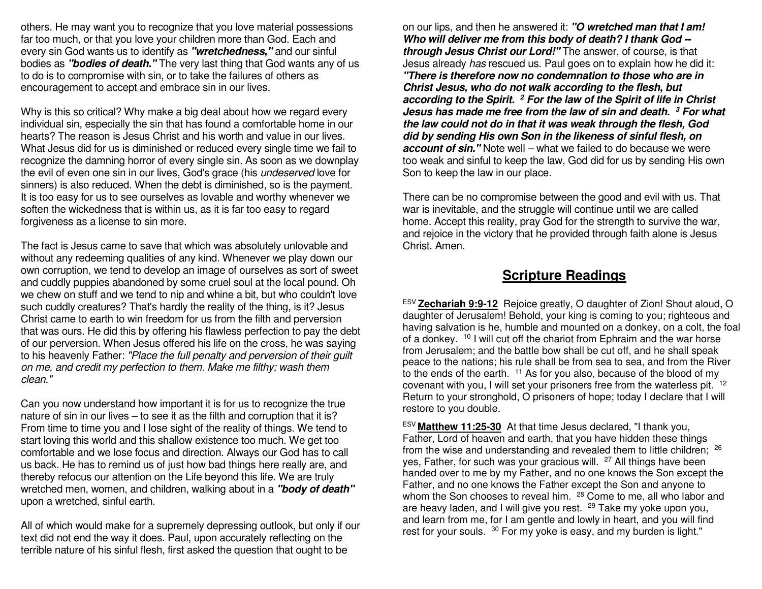others. He may want you to recognize that you love material possessions far too much, or that you love your children more than God. Each and every sin God wants us to identify as ***"wretchedness,"*** and our sinful bodies as ***"bodies of death."*** The very last thing that God wants any of us to do is to compromise with sin, or to take the failures of others as encouragement to accept and embrace sin in our lives.

Why is this so critical? Why make a big deal about how we regard every individual sin, especially the sin that has found a comfortable home in our hearts? The reason is Jesus Christ and his worth and value in our lives. What Jesus did for us is diminished or reduced every single time we fail to recognize the damning horror of every single sin. As soon as we downplay the evil of even one sin in our lives, God's grace (his *undeserved* love for sinners) is also reduced. When the debt is diminished, so is the payment. It is too easy for us to see ourselves as lovable and worthy whenever we soften the wickedness that is within us, as it is far too easy to regard forgiveness as a license to sin more.

The fact is Jesus came to save that which was absolutely unlovable and without any redeeming qualities of any kind. Whenever we play down our own corruption, we tend to develop an image of ourselves as sort of sweet and cuddly puppies abandoned by some cruel soul at the local pound. Oh we chew on stuff and we tend to nip and whine a bit, but who couldn't love such cuddly creatures? That's hardly the reality of the thing, is it? Jesus Christ came to earth to win freedom for us from the filth and perversion that was ours. He did this by offering his flawless perfection to pay the debt of our perversion. When Jesus offered his life on the cross, he was saying to his heavenly Father: *"Place the full penalty and perversion of their guilt on me, and credit my perfection to them. Make me filthy; wash them clean."*

Can you now understand how important it is for us to recognize the true nature of sin in our lives – to see it as the filth and corruption that it is? From time to time you and I lose sight of the reality of things. We tend to start loving this world and this shallow existence too much. We get too comfortable and we lose focus and direction. Always our God has to call us back. He has to remind us of just how bad things here really are, and thereby refocus our attention on the Life beyond this life. We are truly wretched men, women, and children, walking about in a ***"body of death"*** upon a wretched, sinful earth.

All of which would make for a supremely depressing outlook, but only if our text did not end the way it does. Paul, upon accurately reflecting on the terrible nature of his sinful flesh, first asked the question that ought to be on our lips, and then he answered it: ***"O wretched man that I am! Who will deliver me from this body of death? I thank God -- through Jesus Christ our Lord!"*** The answer, of course, is that Jesus already *has* rescued us. Paul goes on to explain how he did it: ***"There is therefore now no condemnation to those who are in Christ Jesus, who do not walk according to the flesh, but according to the Spirit. [2] For the law of the Spirit of life in Christ Jesus has made me free from the law of sin and death. [3] For what the law could not do in that it was weak through the flesh, God did by sending His own Son in the likeness of sinful flesh, on account of sin."*** Note well – what we failed to do because we were too weak and sinful to keep the law, God did for us by sending His own Son to keep the law in our place.

There can be no compromise between the good and evil with us. That war is inevitable, and the struggle will continue until we are called home. Accept this reality, pray God for the strength to survive the war, and rejoice in the victory that he provided through faith alone is Jesus Christ. Amen.

## Scripture Readings

ESV **Zechariah 9:9-12** Rejoice greatly, O daughter of Zion! Shout aloud, O daughter of Jerusalem! Behold, your king is coming to you; righteous and having salvation is he, humble and mounted on a donkey, on a colt, the foal of a donkey. [10] I will cut off the chariot from Ephraim and the war horse from Jerusalem; and the battle bow shall be cut off, and he shall speak peace to the nations; his rule shall be from sea to sea, and from the River to the ends of the earth. [11] As for you also, because of the blood of my covenant with you, I will set your prisoners free from the waterless pit. [12] Return to your stronghold, O prisoners of hope; today I declare that I will restore to you double.

ESV **Matthew 11:25-30** At that time Jesus declared, "I thank you, Father, Lord of heaven and earth, that you have hidden these things from the wise and understanding and revealed them to little children; [26] yes, Father, for such was your gracious will. [27] All things have been handed over to me by my Father, and no one knows the Son except the Father, and no one knows the Father except the Son and anyone to whom the Son chooses to reveal him. [28] Come to me, all who labor and are heavy laden, and I will give you rest. [29] Take my yoke upon you, and learn from me, for I am gentle and lowly in heart, and you will find rest for your souls. [30] For my yoke is easy, and my burden is light."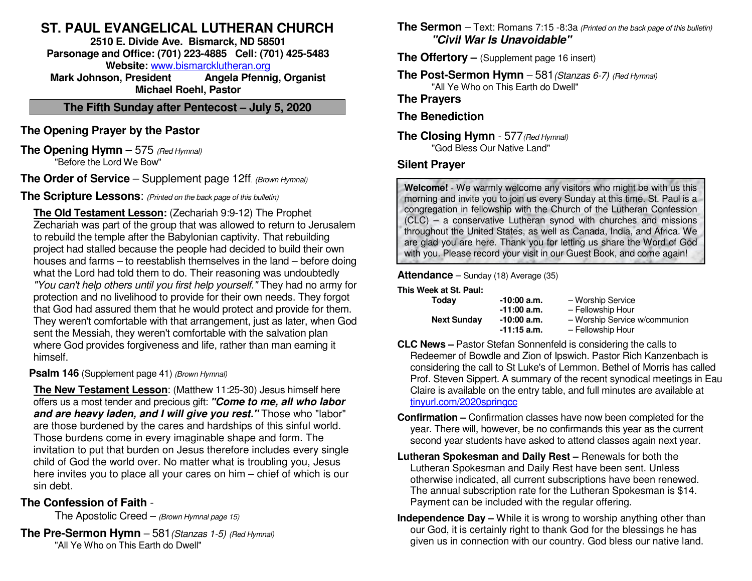# ST. PAUL EVANGELICAL LUTHERAN CHURCH

**2510 E. Divide Ave. Bismarck, ND 58501**
**Parsonage and Office: (701) 223-4885 Cell: (701) 425-5483**
**Website:** www.bismarcklutheran.org
**Mark Johnson, President Angela Pfennig, Organist**
**Michael Roehl, Pastor**

## The Fifth Sunday after Pentecost – July 5, 2020

**The Opening Prayer by the Pastor**

**The Opening Hymn** – 575 *(Red Hymnal)*
"Before the Lord We Bow"

**The Order of Service** – Supplement page 12ff. *(Brown Hymnal)*

**The Scripture Lessons**: *(Printed on the back page of this bulletin)*

**The Old Testament Lesson:** (Zechariah 9:9-12) The Prophet Zechariah was part of the group that was allowed to return to Jerusalem to rebuild the temple after the Babylonian captivity. That rebuilding project had stalled because the people had decided to build their own houses and farms – to reestablish themselves in the land – before doing what the Lord had told them to do. Their reasoning was undoubtedly *"You can't help others until you first help yourself."* They had no army for protection and no livelihood to provide for their own needs. They forgot that God had assured them that he would protect and provide for them. They weren't comfortable with that arrangement, just as later, when God sent the Messiah, they weren't comfortable with the salvation plan where God provides forgiveness and life, rather than man earning it himself.

**Psalm 146** (Supplement page 41) *(Brown Hymnal)*

**The New Testament Lesson**: (Matthew 11:25-30) Jesus himself here offers us a most tender and precious gift: ***"Come to me, all who labor and are heavy laden, and I will give you rest."*** Those who "labor" are those burdened by the cares and hardships of this sinful world. Those burdens come in every imaginable shape and form. The invitation to put that burden on Jesus therefore includes every single child of God the world over. No matter what is troubling you, Jesus here invites you to place all your cares on him – chief of which is our sin debt.

**The Confession of Faith** -
The Apostolic Creed – *(Brown Hymnal page 15)*

**The Pre-Sermon Hymn** – 581 *(Stanzas 1-5) (Red Hymnal)*
"All Ye Who on This Earth do Dwell"

**The Sermon** – Text: Romans 7:15 -8:3a *(Printed on the back page of this bulletin)*
***"Civil War Is Unavoidable"***

**The Offertory –** (Supplement page 16 insert)

**The Post-Sermon Hymn** – 581 *(Stanzas 6-7) (Red Hymnal)*
"All Ye Who on This Earth do Dwell"

**The Prayers**

**The Benediction**

**The Closing Hymn** - 577 *(Red Hymnal)*
"God Bless Our Native Land"

**Silent Prayer**

**Welcome!** - We warmly welcome any visitors who might be with us this morning and invite you to join us every Sunday at this time. St. Paul is a congregation in fellowship with the Church of the Lutheran Confession (CLC) – a conservative Lutheran synod with churches and missions throughout the United States, as well as Canada, India, and Africa. We are glad you are here. Thank you for letting us share the Word of God with you. Please record your visit in our Guest Book, and come again!

**Attendance** – Sunday (18) Average (35)

**This Week at St. Paul:**

| | | |
|---|---|---|
| **Today** | **-10:00 a.m.** | – Worship Service |
| | **-11:00 a.m.** | – Fellowship Hour |
| **Next Sunday** | **-10:00 a.m.** | – Worship Service w/communion |
| | **-11:15 a.m.** | – Fellowship Hour |

**CLC News –** Pastor Stefan Sonnenfeld is considering the calls to Redeemer of Bowdle and Zion of Ipswich. Pastor Rich Kanzenbach is considering the call to St Luke's of Lemmon. Bethel of Morris has called Prof. Steven Sippert. A summary of the recent synodical meetings in Eau Claire is available on the entry table, and full minutes are available at tinyurl.com/2020springcc

**Confirmation –** Confirmation classes have now been completed for the year. There will, however, be no confirmands this year as the current second year students have asked to attend classes again next year.

**Lutheran Spokesman and Daily Rest –** Renewals for both the Lutheran Spokesman and Daily Rest have been sent. Unless otherwise indicated, all current subscriptions have been renewed. The annual subscription rate for the Lutheran Spokesman is $14. Payment can be included with the regular offering.

**Independence Day –** While it is wrong to worship anything other than our God, it is certainly right to thank God for the blessings he has given us in connection with our country. God bless our native land.